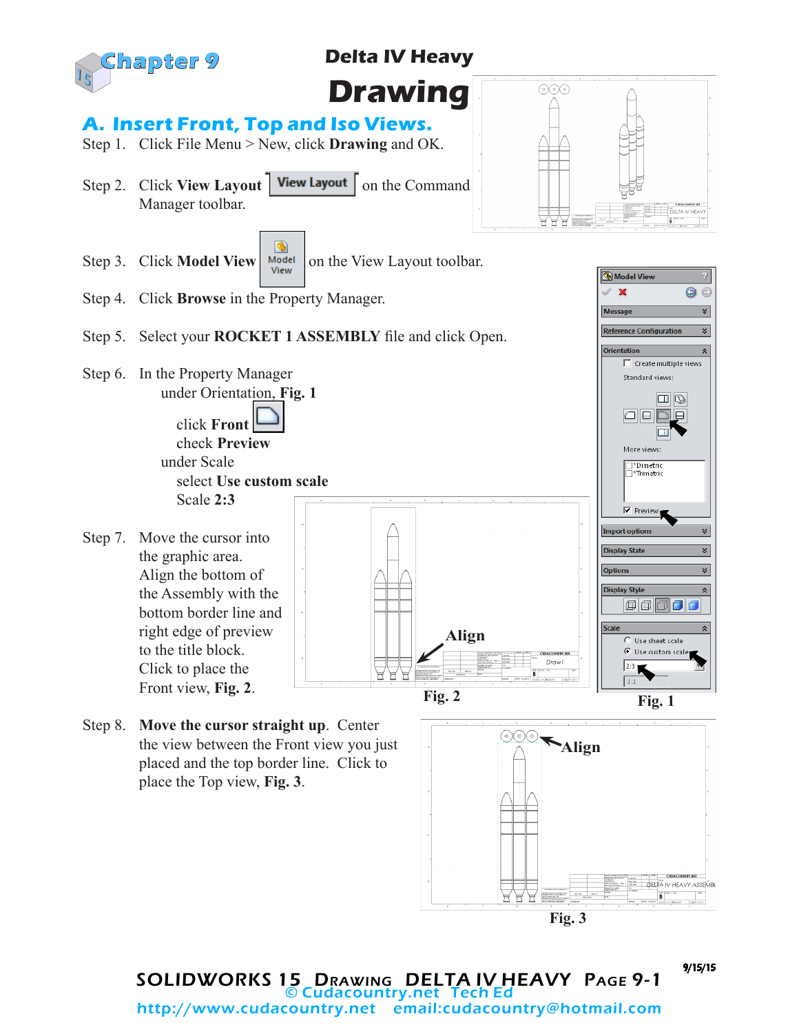# Chapter 9

## Delta IV Heavy

# Drawing

## A. Insert Front, Top and Iso Views.

Step 1. Click File Menu > New, click **Drawing** and OK.

Step 2. Click **View Layout** View Layout on the Command Manager toolbar.

Step 3. Click **Model View** Model View on the View Layout toolbar.

Step 4. Click **Browse** in the Property Manager.

Step 5. Select your **ROCKET 1 ASSEMBLY** file and click Open.

Step 6. In the Property Manager
- under Orientation, **Fig. 1**
  - click **Front**
  - check **Preview**
- under Scale
  - select **Use custom scale**
  - Scale **2:3**

Step 7. Move the cursor into the graphic area. Align the bottom of the Assembly with the bottom border line and right edge of preview to the title block. Click to place the Front view, **Fig. 2**.

Align

Fig. 2

Fig. 1

Step 8. **Move the cursor straight up**. Center the view between the Front view you just placed and the top border line. Click to place the Top view, **Fig. 3**.

Align

Fig. 3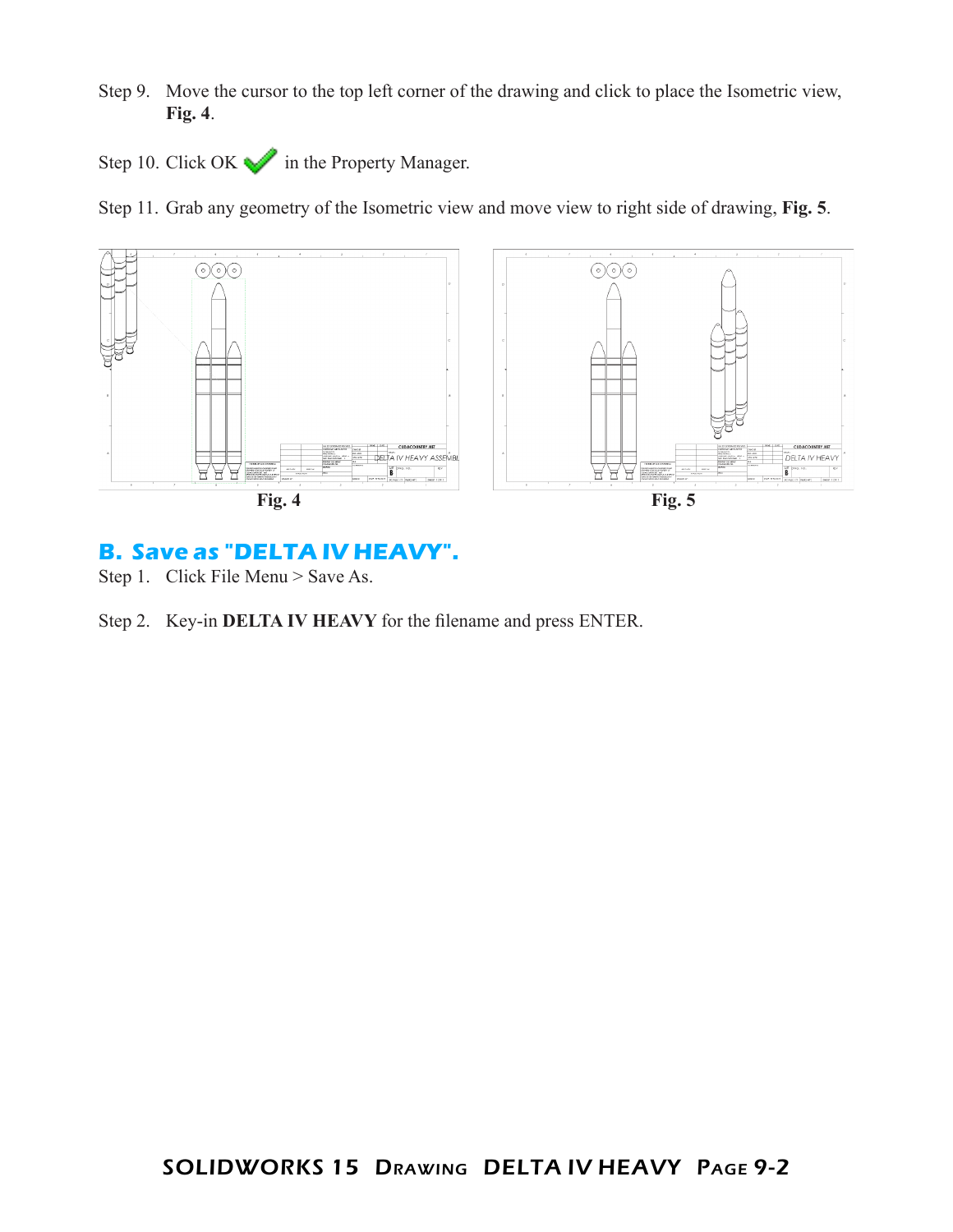Step 9. Move the cursor to the top left corner of the drawing and click to place the Isometric view, **Fig. 4**.

Step 10. Click OK in the Property Manager.

Step 11. Grab any geometry of the Isometric view and move view to right side of drawing, **Fig. 5**.

**Fig. 4**

**Fig. 5**

## B. Save as "DELTA IV HEAVY".

Step 1. Click File Menu > Save As.

Step 2. Key-in **DELTA IV HEAVY** for the filename and press ENTER.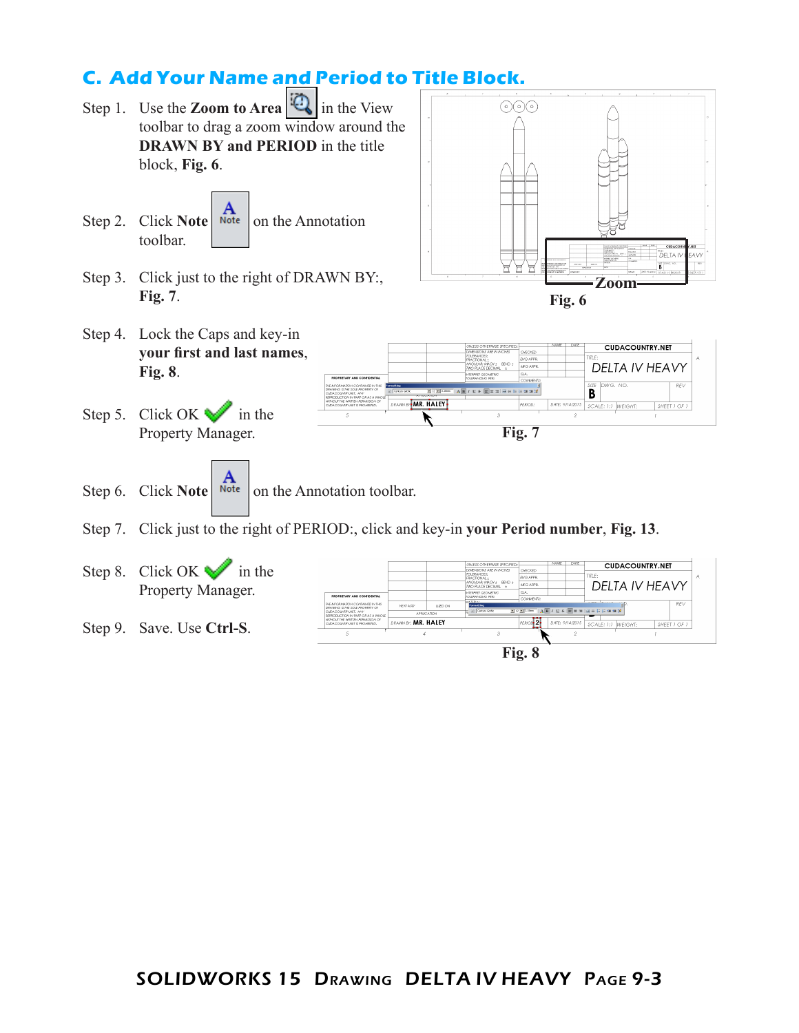## C. Add Your Name and Period to Title Block.

Step 1. Use the **Zoom to Area** in the View toolbar to drag a zoom window around the **DRAWN BY and PERIOD** in the title block, **Fig. 6**.

Step 2. Click **Note** on the Annotation toolbar.

Step 3. Click just to the right of DRAWN BY:, **Fig. 7**.

Step 4. Lock the Caps and key-in **your first and last names**, **Fig. 8**.

Step 5. Click OK in the Property Manager.

Step 6. Click **Note** on the Annotation toolbar.

Step 7. Click just to the right of PERIOD:, click and key-in **your Period number**, **Fig. 13**.

Step 8. Click OK in the Property Manager.

Step 9. Save. Use **Ctrl-S**.

Zoom

**Fig. 6**

**Fig. 7**

**Fig. 8**